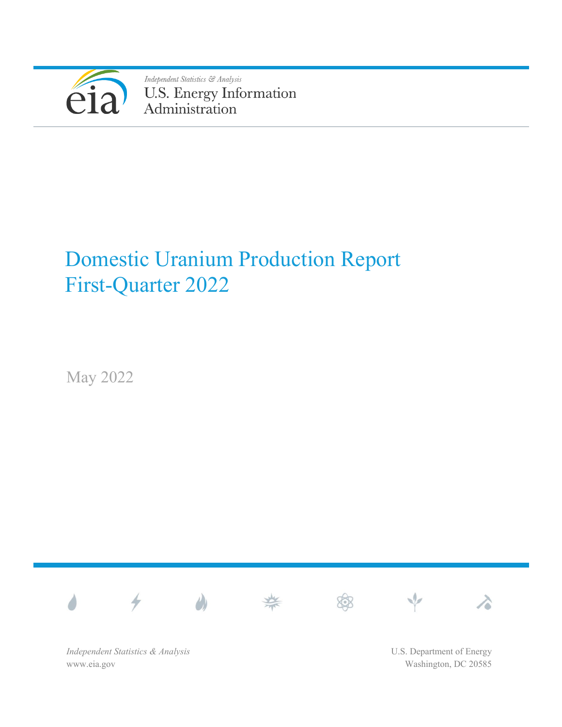*Independent Statistics & Analysis*
U.S. Energy Information Administration

# Domestic Uranium Production Report First-Quarter 2022

May 2022

*Independent Statistics & Analysis*
www.eia.gov

U.S. Department of Energy
Washington, DC 20585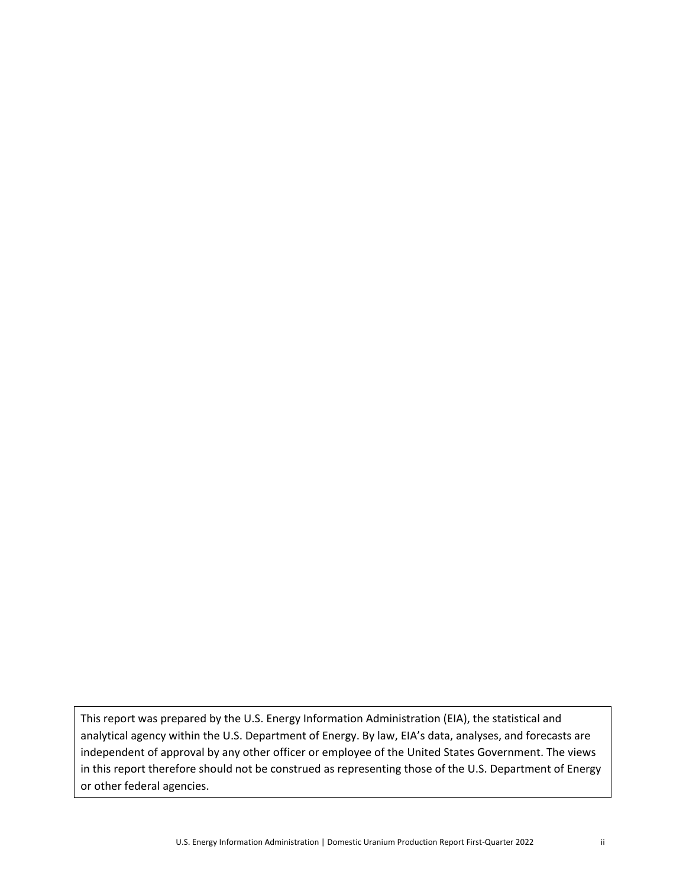This report was prepared by the U.S. Energy Information Administration (EIA), the statistical and analytical agency within the U.S. Department of Energy. By law, EIA's data, analyses, and forecasts are independent of approval by any other officer or employee of the United States Government. The views in this report therefore should not be construed as representing those of the U.S. Department of Energy or other federal agencies.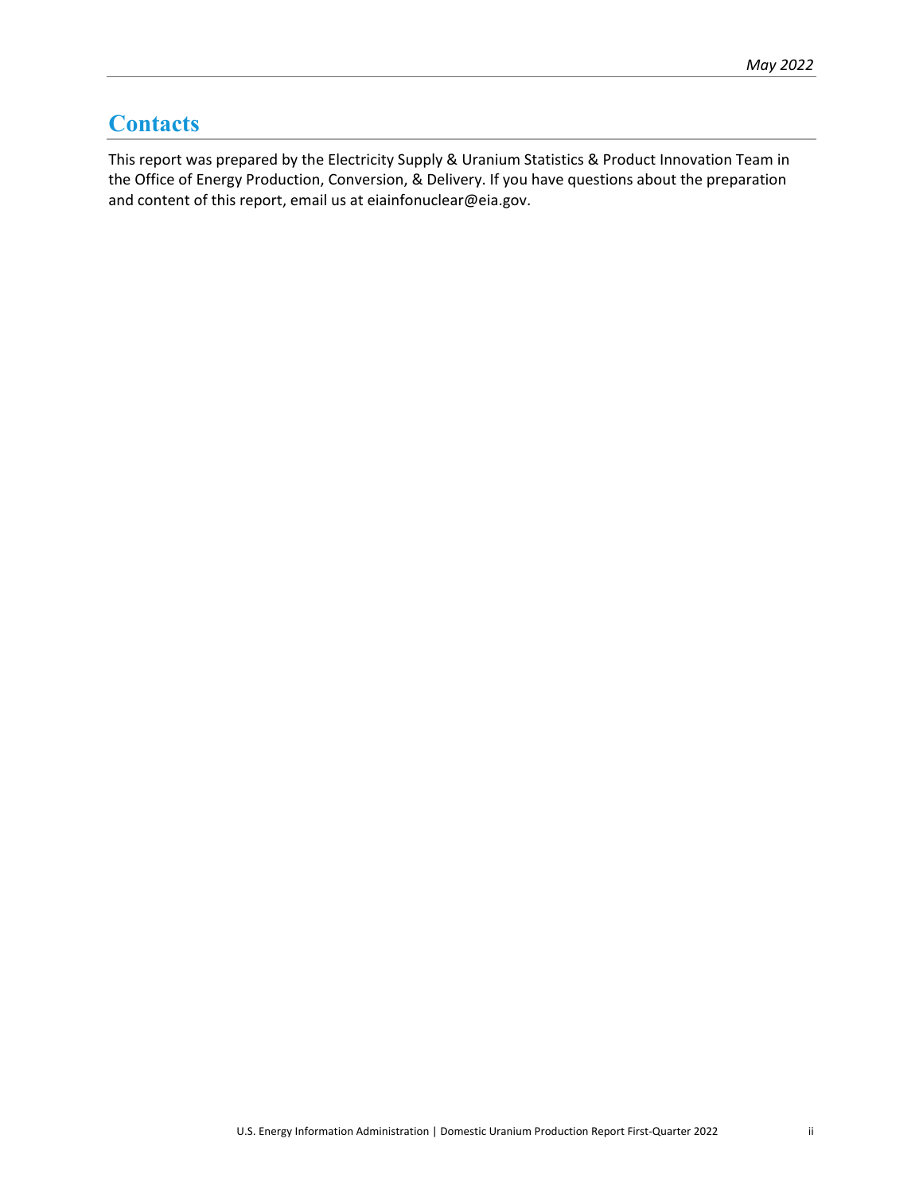# Contacts

This report was prepared by the Electricity Supply & Uranium Statistics & Product Innovation Team in the Office of Energy Production, Conversion, & Delivery. If you have questions about the preparation and content of this report, email us at eiainfonuclear@eia.gov.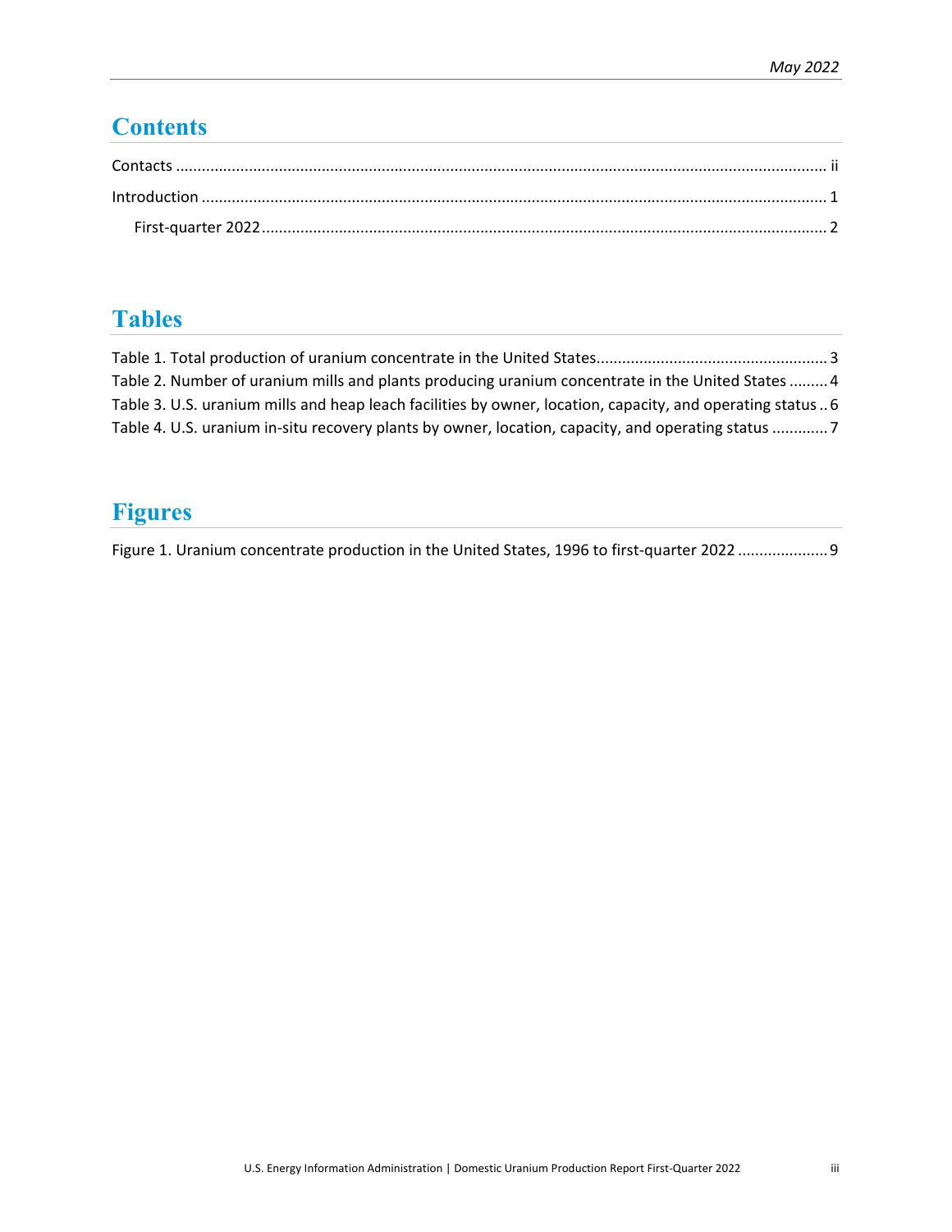## Contents

Contacts ............................................................................................................................................ ii

Introduction ....................................................................................................................................... 1

First-quarter 2022 .......................................................................................................................... 2

## Tables

Table 1. Total production of uranium concentrate in the United States..................................................... 3

Table 2. Number of uranium mills and plants producing uranium concentrate in the United States ......... 4

Table 3. U.S. uranium mills and heap leach facilities by owner, location, capacity, and operating status .. 6

Table 4. U.S. uranium in-situ recovery plants by owner, location, capacity, and operating status ............. 7

## Figures

Figure 1. Uranium concentrate production in the United States, 1996 to first-quarter 2022 ..................... 9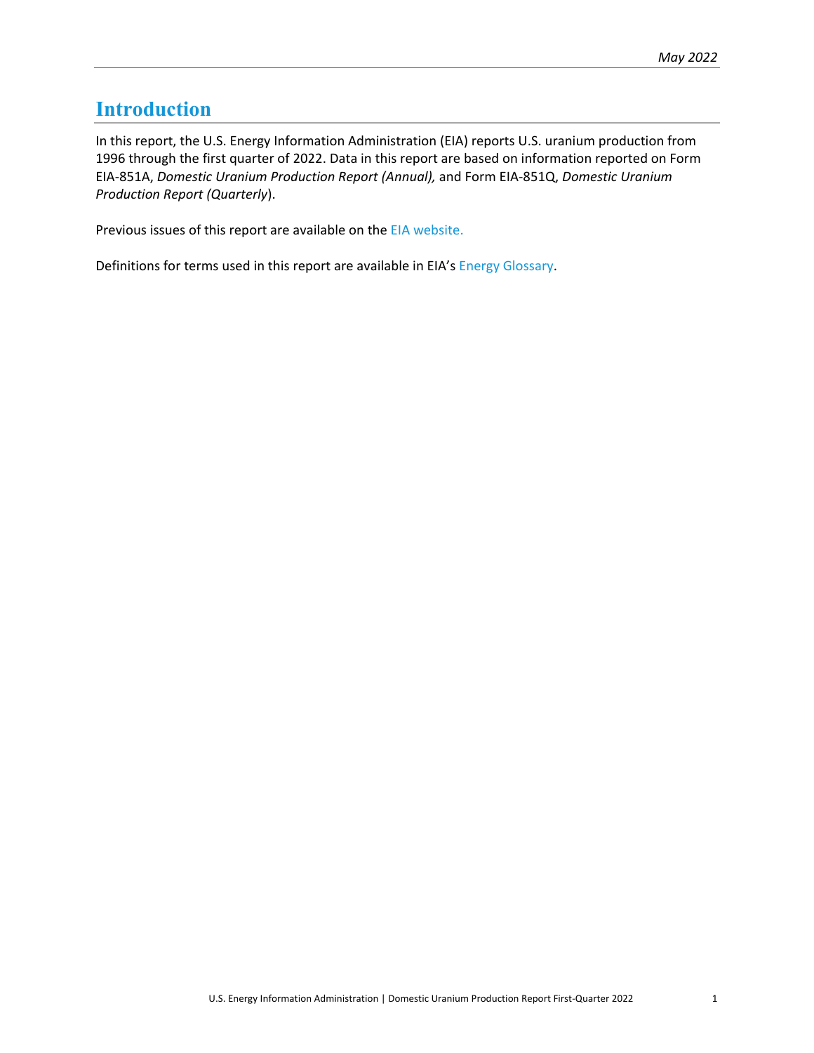# Introduction

In this report, the U.S. Energy Information Administration (EIA) reports U.S. uranium production from 1996 through the first quarter of 2022. Data in this report are based on information reported on Form EIA-851A, *Domestic Uranium Production Report (Annual),* and Form EIA-851Q, *Domestic Uranium Production Report (Quarterly*).

Previous issues of this report are available on the EIA website.

Definitions for terms used in this report are available in EIA's Energy Glossary.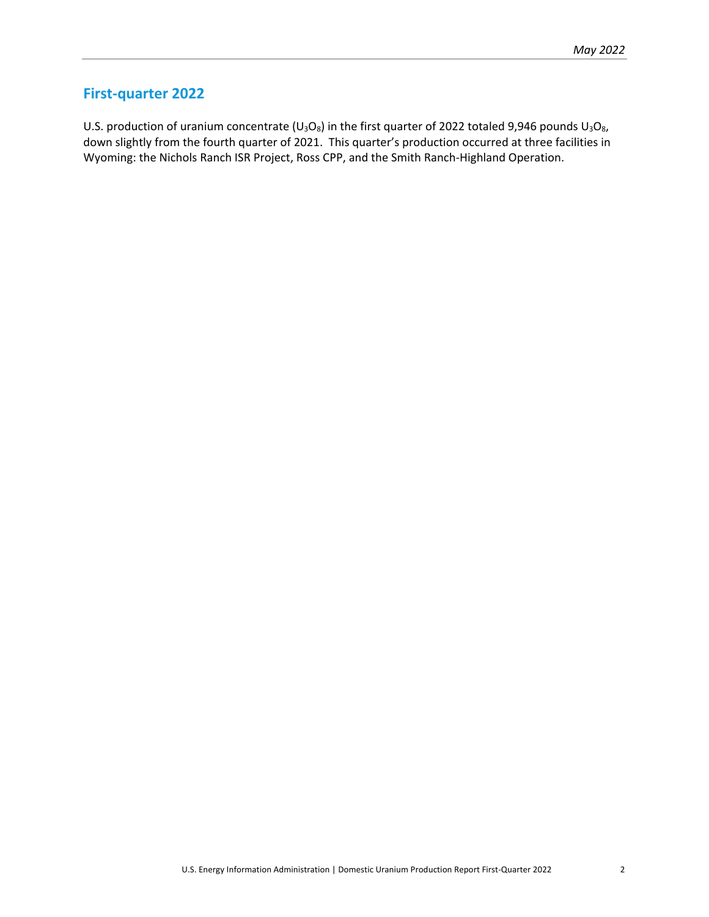## First-quarter 2022

U.S. production of uranium concentrate ($U_3O_8$) in the first quarter of 2022 totaled 9,946 pounds $U_3O_8$, down slightly from the fourth quarter of 2021. This quarter's production occurred at three facilities in Wyoming: the Nichols Ranch ISR Project, Ross CPP, and the Smith Ranch-Highland Operation.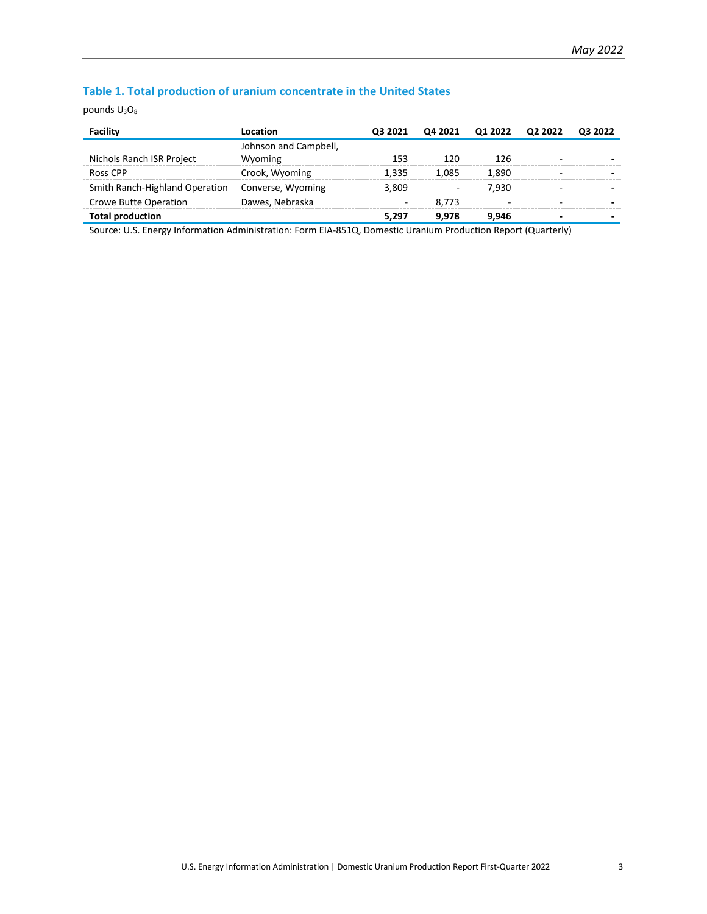### Table 1. Total production of uranium concentrate in the United States

pounds $U_3O_8$

| Facility | Location | Q3 2021 | Q4 2021 | Q1 2022 | Q2 2022 | Q3 2022 |
|---|---|---|---|---|---|---|
| Nichols Ranch ISR Project | Johnson and Campbell, Wyoming | 153 | 120 | 126 | - | - |
| Ross CPP | Crook, Wyoming | 1,335 | 1,085 | 1,890 | - | - |
| Smith Ranch-Highland Operation | Converse, Wyoming | 3,809 | - | 7,930 | - | - |
| Crowe Butte Operation | Dawes, Nebraska | - | 8,773 | - | - | - |
| **Total production** | | **5,297** | **9,978** | **9,946** | **-** | **-** |

Source: U.S. Energy Information Administration: Form EIA-851Q, Domestic Uranium Production Report (Quarterly)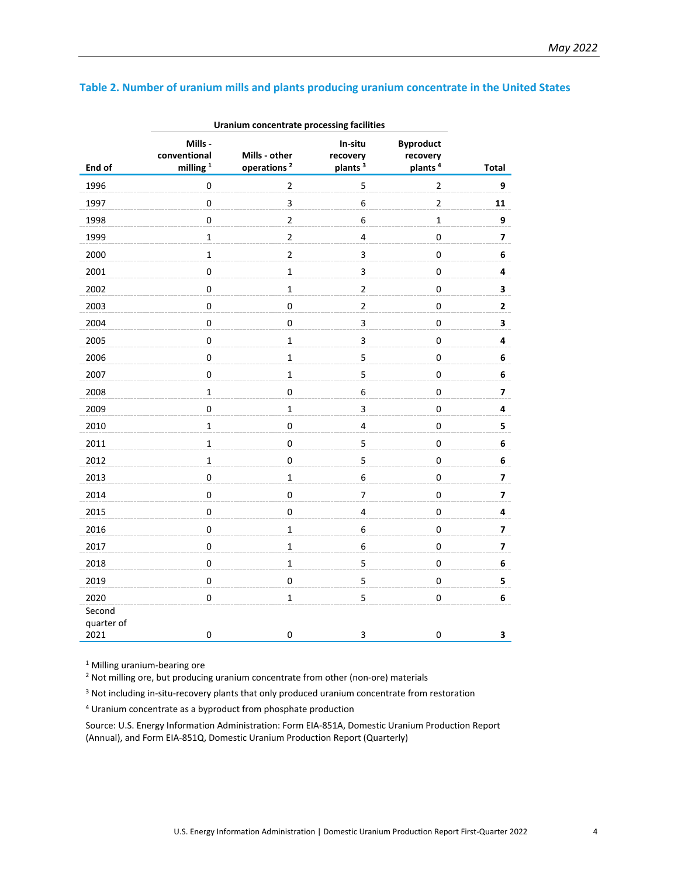## Table 2. Number of uranium mills and plants producing uranium concentrate in the United States

| | Uranium concentrate processing facilities | | | | |
|---|---|---|---|---|---|
| End of | Mills - conventional milling [1] | Mills - other operations [2] | In-situ recovery plants [3] | Byproduct recovery plants [4] | Total |
| 1996 | 0 | 2 | 5 | 2 | **9** |
| 1997 | 0 | 3 | 6 | 2 | **11** |
| 1998 | 0 | 2 | 6 | 1 | **9** |
| 1999 | 1 | 2 | 4 | 0 | **7** |
| 2000 | 1 | 2 | 3 | 0 | **6** |
| 2001 | 0 | 1 | 3 | 0 | **4** |
| 2002 | 0 | 1 | 2 | 0 | **3** |
| 2003 | 0 | 0 | 2 | 0 | **2** |
| 2004 | 0 | 0 | 3 | 0 | **3** |
| 2005 | 0 | 1 | 3 | 0 | **4** |
| 2006 | 0 | 1 | 5 | 0 | **6** |
| 2007 | 0 | 1 | 5 | 0 | **6** |
| 2008 | 1 | 0 | 6 | 0 | **7** |
| 2009 | 0 | 1 | 3 | 0 | **4** |
| 2010 | 1 | 0 | 4 | 0 | **5** |
| 2011 | 1 | 0 | 5 | 0 | **6** |
| 2012 | 1 | 0 | 5 | 0 | **6** |
| 2013 | 0 | 1 | 6 | 0 | **7** |
| 2014 | 0 | 0 | 7 | 0 | **7** |
| 2015 | 0 | 0 | 4 | 0 | **4** |
| 2016 | 0 | 1 | 6 | 0 | **7** |
| 2017 | 0 | 1 | 6 | 0 | **7** |
| 2018 | 0 | 1 | 5 | 0 | **6** |
| 2019 | 0 | 0 | 5 | 0 | **5** |
| 2020 | 0 | 1 | 5 | 0 | **6** |
| Second quarter of 2021 | 0 | 0 | 3 | 0 | **3** |

[1] Milling uranium-bearing ore

[2] Not milling ore, but producing uranium concentrate from other (non-ore) materials

[3] Not including in-situ-recovery plants that only produced uranium concentrate from restoration

[4] Uranium concentrate as a byproduct from phosphate production

Source: U.S. Energy Information Administration: Form EIA-851A, Domestic Uranium Production Report (Annual), and Form EIA-851Q, Domestic Uranium Production Report (Quarterly)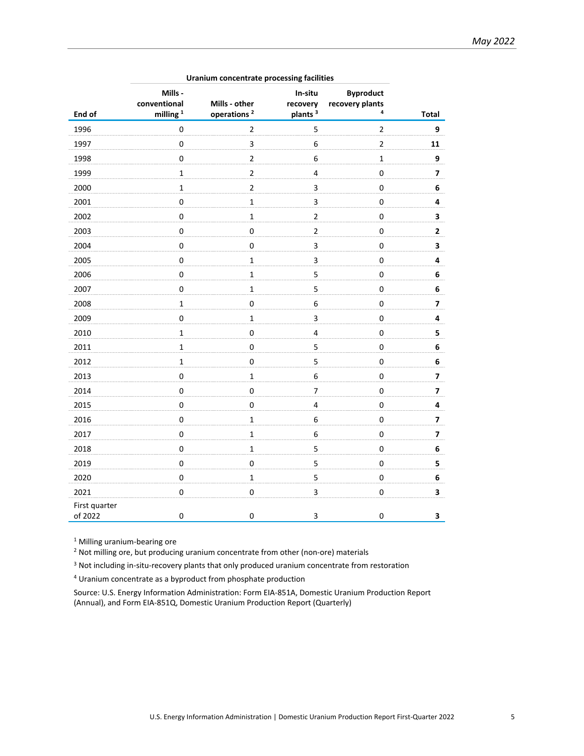| End of | Uranium concentrate processing facilities | | | | Total |
|---|---|---|---|---|---|
| | Mills - conventional milling [1] | Mills - other operations [2] | In-situ recovery plants [3] | Byproduct recovery plants [4] | |
| 1996 | 0 | 2 | 5 | 2 | **9** |
| 1997 | 0 | 3 | 6 | 2 | **11** |
| 1998 | 0 | 2 | 6 | 1 | **9** |
| 1999 | 1 | 2 | 4 | 0 | **7** |
| 2000 | 1 | 2 | 3 | 0 | **6** |
| 2001 | 0 | 1 | 3 | 0 | **4** |
| 2002 | 0 | 1 | 2 | 0 | **3** |
| 2003 | 0 | 0 | 2 | 0 | **2** |
| 2004 | 0 | 0 | 3 | 0 | **3** |
| 2005 | 0 | 1 | 3 | 0 | **4** |
| 2006 | 0 | 1 | 5 | 0 | **6** |
| 2007 | 0 | 1 | 5 | 0 | **6** |
| 2008 | 1 | 0 | 6 | 0 | **7** |
| 2009 | 0 | 1 | 3 | 0 | **4** |
| 2010 | 1 | 0 | 4 | 0 | **5** |
| 2011 | 1 | 0 | 5 | 0 | **6** |
| 2012 | 1 | 0 | 5 | 0 | **6** |
| 2013 | 0 | 1 | 6 | 0 | **7** |
| 2014 | 0 | 0 | 7 | 0 | **7** |
| 2015 | 0 | 0 | 4 | 0 | **4** |
| 2016 | 0 | 1 | 6 | 0 | **7** |
| 2017 | 0 | 1 | 6 | 0 | **7** |
| 2018 | 0 | 1 | 5 | 0 | **6** |
| 2019 | 0 | 0 | 5 | 0 | **5** |
| 2020 | 0 | 1 | 5 | 0 | **6** |
| 2021 | 0 | 0 | 3 | 0 | **3** |
| First quarter of 2022 | 0 | 0 | 3 | 0 | **3** |

[1] Milling uranium-bearing ore

[2] Not milling ore, but producing uranium concentrate from other (non-ore) materials

[3] Not including in-situ-recovery plants that only produced uranium concentrate from restoration

[4] Uranium concentrate as a byproduct from phosphate production

Source: U.S. Energy Information Administration: Form EIA-851A, Domestic Uranium Production Report (Annual), and Form EIA-851Q, Domestic Uranium Production Report (Quarterly)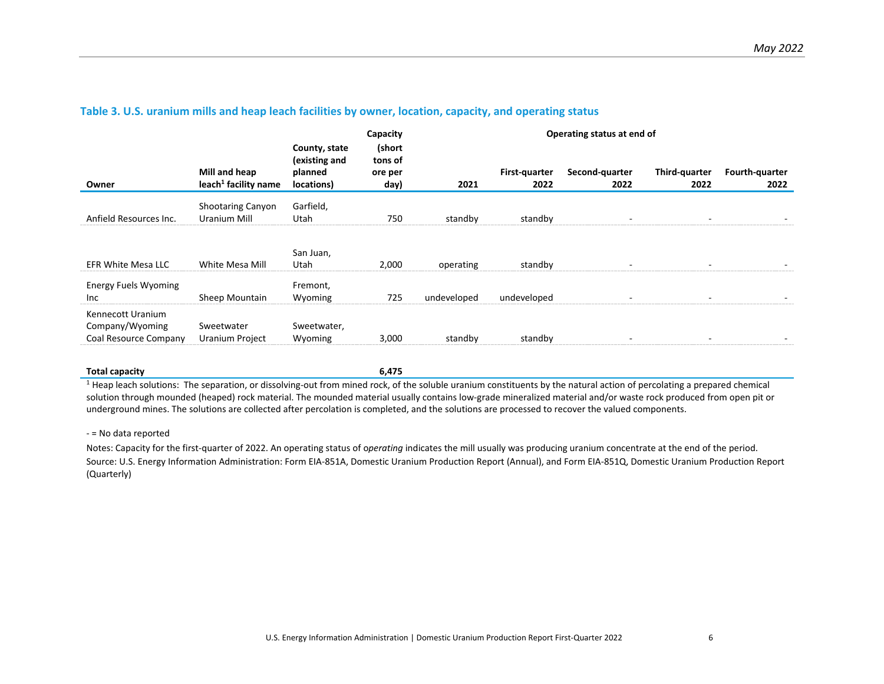## Table 3. U.S. uranium mills and heap leach facilities by owner, location, capacity, and operating status

| Owner | Mill and heap leach[1] facility name | County, state (existing and planned locations) | Capacity (short tons of ore per day) | Operating status at end of 2021 | First-quarter 2022 | Second-quarter 2022 | Third-quarter 2022 | Fourth-quarter 2022 |
|---|---|---|---|---|---|---|---|---|
| Anfield Resources Inc. | Shootaring Canyon Uranium Mill | Garfield, Utah | 750 | standby | standby | - | - | - |
| EFR White Mesa LLC | White Mesa Mill | San Juan, Utah | 2,000 | operating | standby | - | - | - |
| Energy Fuels Wyoming Inc | Sheep Mountain | Fremont, Wyoming | 725 | undeveloped | undeveloped | - | - | - |
| Kennecott Uranium Company/Wyoming Coal Resource Company | Sweetwater Uranium Project | Sweetwater, Wyoming | 3,000 | standby | standby | - | - | - |
| **Total capacity** | | | **6,475** | | | | | |

[1] Heap leach solutions: The separation, or dissolving-out from mined rock, of the soluble uranium constituents by the natural action of percolating a prepared chemical solution through mounded (heaped) rock material. The mounded material usually contains low-grade mineralized material and/or waste rock produced from open pit or underground mines. The solutions are collected after percolation is completed, and the solutions are processed to recover the valued components.

- = No data reported

Notes: Capacity for the first-quarter of 2022. An operating status of *operating* indicates the mill usually was producing uranium concentrate at the end of the period.

Source: U.S. Energy Information Administration: Form EIA-851A, Domestic Uranium Production Report (Annual), and Form EIA-851Q, Domestic Uranium Production Report (Quarterly)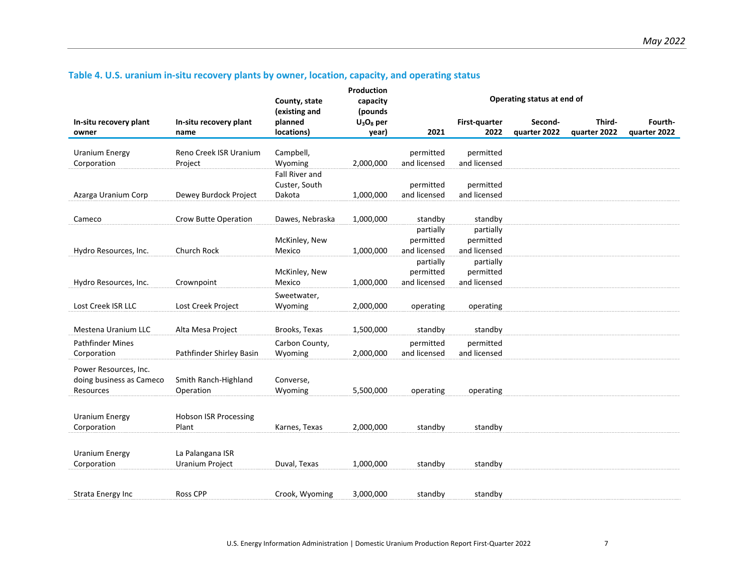## Table 4. U.S. uranium in-situ recovery plants by owner, location, capacity, and operating status

| In-situ recovery plant owner | In-situ recovery plant name | County, state (existing and planned locations) | Production capacity (pounds $U_3O_8$ per year) | Operating status at end of | | | | |
|---|---|---|---|---|---|---|---|---|
| | | | | 2021 | First-quarter 2022 | Second-quarter 2022 | Third-quarter 2022 | Fourth-quarter 2022 |
| Uranium Energy Corporation | Reno Creek ISR Uranium Project | Campbell, Wyoming | 2,000,000 | permitted and licensed | permitted and licensed | | | |
| Azarga Uranium Corp | Dewey Burdock Project | Fall River and Custer, South Dakota | 1,000,000 | permitted and licensed | permitted and licensed | | | |
| Cameco | Crow Butte Operation | Dawes, Nebraska | 1,000,000 | standby | standby | | | |
| Hydro Resources, Inc. | Church Rock | McKinley, New Mexico | 1,000,000 | partially permitted and licensed | partially permitted and licensed | | | |
| Hydro Resources, Inc. | Crownpoint | McKinley, New Mexico | 1,000,000 | partially permitted and licensed | partially permitted and licensed | | | |
| Lost Creek ISR LLC | Lost Creek Project | Sweetwater, Wyoming | 2,000,000 | operating | operating | | | |
| Mestena Uranium LLC | Alta Mesa Project | Brooks, Texas | 1,500,000 | standby | standby | | | |
| Pathfinder Mines Corporation | Pathfinder Shirley Basin | Carbon County, Wyoming | 2,000,000 | permitted and licensed | permitted and licensed | | | |
| Power Resources, Inc. doing business as Cameco Resources | Smith Ranch-Highland Operation | Converse, Wyoming | 5,500,000 | operating | operating | | | |
| Uranium Energy Corporation | Hobson ISR Processing Plant | Karnes, Texas | 2,000,000 | standby | standby | | | |
| Uranium Energy Corporation | La Palangana ISR Uranium Project | Duval, Texas | 1,000,000 | standby | standby | | | |
| Strata Energy Inc | Ross CPP | Crook, Wyoming | 3,000,000 | standby | standby | | | |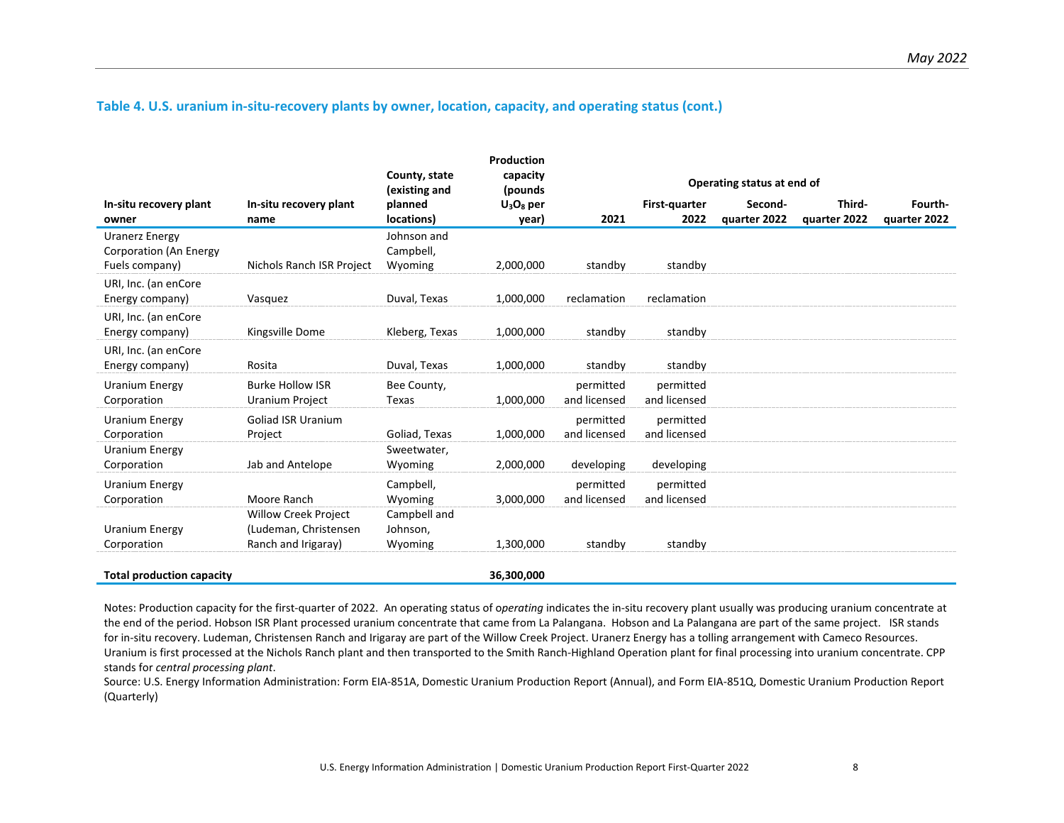### Table 4. U.S. uranium in-situ-recovery plants by owner, location, capacity, and operating status (cont.)

| In-situ recovery plant owner | In-situ recovery plant name | County, state (existing and planned locations) | Production capacity (pounds $U_3O_8$ per year) | Operating status at end of | | | | |
|---|---|---|---|---|---|---|---|---|
| | | | | 2021 | First-quarter 2022 | Second-quarter 2022 | Third-quarter 2022 | Fourth-quarter 2022 |
| Uranerz Energy Corporation (An Energy Fuels company) | Nichols Ranch ISR Project | Johnson and Campbell, Wyoming | 2,000,000 | standby | standby | | | |
| URI, Inc. (an enCore Energy company) | Vasquez | Duval, Texas | 1,000,000 | reclamation | reclamation | | | |
| URI, Inc. (an enCore Energy company) | Kingsville Dome | Kleberg, Texas | 1,000,000 | standby | standby | | | |
| URI, Inc. (an enCore Energy company) | Rosita | Duval, Texas | 1,000,000 | standby | standby | | | |
| Uranium Energy Corporation | Burke Hollow ISR Uranium Project | Bee County, Texas | 1,000,000 | permitted and licensed | permitted and licensed | | | |
| Uranium Energy Corporation | Goliad ISR Uranium Project | Goliad, Texas | 1,000,000 | permitted and licensed | permitted and licensed | | | |
| Uranium Energy Corporation | Jab and Antelope | Sweetwater, Wyoming | 2,000,000 | developing | developing | | | |
| Uranium Energy Corporation | Moore Ranch | Campbell, Wyoming | 3,000,000 | permitted and licensed | permitted and licensed | | | |
| Uranium Energy Corporation | Willow Creek Project (Ludeman, Christensen Ranch and Irigaray) | Campbell and Johnson, Wyoming | 1,300,000 | standby | standby | | | |
| **Total production capacity** | | | **36,300,000** | | | | | |

Notes: Production capacity for the first-quarter of 2022. An operating status of *operating* indicates the in-situ recovery plant usually was producing uranium concentrate at the end of the period. Hobson ISR Plant processed uranium concentrate that came from La Palangana. Hobson and La Palangana are part of the same project. ISR stands for in-situ recovery. Ludeman, Christensen Ranch and Irigaray are part of the Willow Creek Project. Uranerz Energy has a tolling arrangement with Cameco Resources. Uranium is first processed at the Nichols Ranch plant and then transported to the Smith Ranch-Highland Operation plant for final processing into uranium concentrate. CPP stands for *central processing plant*.

Source: U.S. Energy Information Administration: Form EIA-851A, Domestic Uranium Production Report (Annual), and Form EIA-851Q, Domestic Uranium Production Report (Quarterly)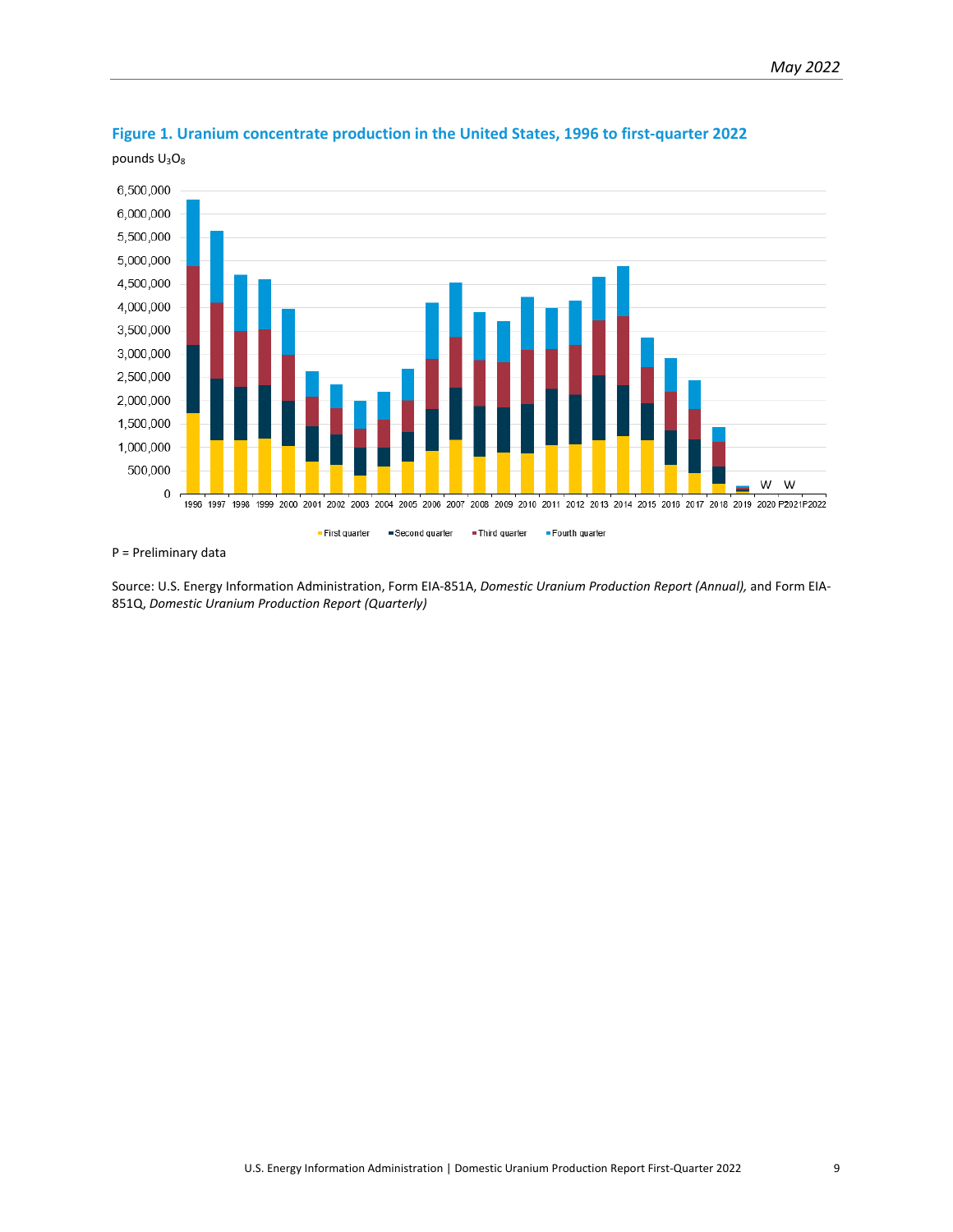**Figure 1. Uranium concentrate production in the United States, 1996 to first-quarter 2022**

pounds $U_3O_8$

6,500,000
6,000,000
5,500,000
5,000,000
4,500,000
4,000,000
3,500,000
3,000,000
2,500,000
2,000,000
1,500,000
1,000,000
500,000
0

1996 1997 1998 1999 2000 2001 2002 2003 2004 2005 2006 2007 2008 2009 2010 2011 2012 2013 2014 2015 2016 2017 2018 2019 2020 P2021 P2022

W W

First quarter, Second quarter, Third quarter, Fourth quarter

P = Preliminary data

Source: U.S. Energy Information Administration, Form EIA-851A, *Domestic Uranium Production Report (Annual),* and Form EIA-851Q, *Domestic Uranium Production Report (Quarterly)*